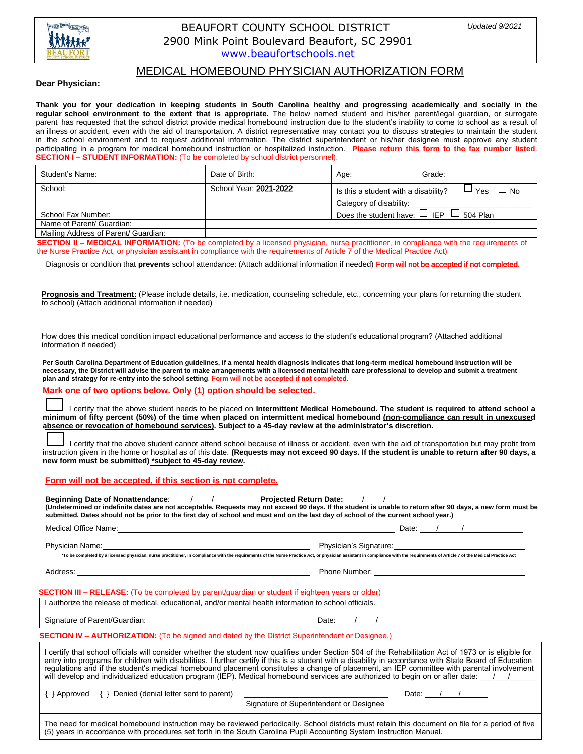# BEAUFORT COUNTY SCHOOL DISTRICT

2900 Mink Point Boulevard Beaufort, SC 29901

www.beaufortschools.net

*Updated 9/2021*

## MEDICAL HOMEBOUND PHYSICIAN AUTHORIZATION FORM

**Dear Physician:**

**Thank you for your dedication in keeping students in South Carolina healthy and progressing academically and socially in the regular school environment to the extent that is appropriate.** The below named student and his/her parent/legal guardian, or surrogate parent has requested that the school district provide medical homebound instruction due to the student's inability to come to school as a result of an illness or accident, even with the aid of transportation. A district representative may contact you to discuss strategies to maintain the student in the school environment and to request additional information. The district superintendent or his/her designee must approve any student participating in a program for medical homebound instruction or hospitalized instruction. **Please return this form to the fax number listed.**

**SECTION I – STUDENT INFORMATION:** (To be completed by school district personnel).

| Student's Name: | Date of Birth: | Age: | Grade: |
|---|---|---|---|
| School:<br><br>School Fax Number: | School Year: **2021-2022** | Is this a student with a disability? ☐ Yes ☐ No<br>Category of disability:________<br>Does the student have: ☐ IEP ☐ 504 Plan | |
| Name of Parent/ Guardian: | | | |
| Mailing Address of Parent/ Guardian: | | | |

**SECTION II – MEDICAL INFORMATION:** (To be completed by a licensed physician, nurse practitioner, in compliance with the requirements of the Nurse Practice Act, or physician assistant in compliance with the requirements of Article 7 of the Medical Practice Act)

Diagnosis or condition that **prevents** school attendance: (Attach additional information if needed) **Form will not be accepted if not completed.**

**Prognosis and Treatment:** (Please include details, i.e. medication, counseling schedule, etc., concerning your plans for returning the student to school) (Attach additional information if needed)

How does this medical condition impact educational performance and access to the student's educational program? (Attached additional information if needed)

**Per South Carolina Department of Education guidelines, if a mental health diagnosis indicates that long-term medical homebound instruction will be necessary, the District will advise the parent to make arrangements with a licensed mental health care professional to develop and submit a treatment plan and strategy for re-entry into the school setting**. **Form will not be accepted if not completed.**

**Mark one of two options below. Only (1) option should be selected.**

☐ I certify that the above student needs to be placed on **Intermittent Medical Homebound. The student is required to attend school a minimum of fifty percent (50%) of the time when placed on intermittent medical homebound (non-compliance can result in unexcused absence or revocation of homebound services). Subject to a 45-day review at the administrator's discretion.**

☐ I certify that the above student cannot attend school because of illness or accident, even with the aid of transportation but may profit from instruction given in the home or hospital as of this date. **(Requests may not exceed 90 days. If the student is unable to return after 90 days, a new form must be submitted) \*subject to 45-day review.**

**Form will not be accepted, if this section is not complete.**

**Beginning Date of Nonattendance**: ___/___/______ **Projected Return Date:** ___/___/______

**(Undetermined or indefinite dates are not acceptable. Requests may not exceed 90 days. If the student is unable to return after 90 days, a new form must be submitted. Dates should not be prior to the first day of school and must end on the last day of school of the current school year.)**

Medical Office Name: ______________________________ Date: ___/___/______

Physician Name: ______________________________ Physician's Signature: ______________________________

**\*To be completed by a licensed physician, nurse practitioner, in compliance with the requirements of the Nurse Practice Act, or physician assistant in compliance with the requirements of Article 7 of the Medical Practice Act**

Address: ______________________________ Phone Number: ______________________________

**SECTION III – RELEASE:** (To be completed by parent/guardian or student if eighteen years or older)

I authorize the release of medical, educational, and/or mental health information to school officials.

Signature of Parent/Guardian: ______________________________ Date: ___/___/______

**SECTION IV – AUTHORIZATION:** (To be signed and dated by the District Superintendent or Designee.)

I certify that school officials will consider whether the student now qualifies under Section 504 of the Rehabilitation Act of 1973 or is eligible for entry into programs for children with disabilities. I further certify if this is a student with a disability in accordance with State Board of Education regulations and if the student's medical homebound placement constitutes a change of placement, an IEP committee with parental involvement will develop and individualized education program (IEP). Medical homebound services are authorized to begin on or after date: ___/___/______

{ } Approved { } Denied (denial letter sent to parent) ______________________________ Date: ___/___/______

Signature of Superintendent or Designee

The need for medical homebound instruction may be reviewed periodically. School districts must retain this document on file for a period of five (5) years in accordance with procedures set forth in the South Carolina Pupil Accounting System Instruction Manual.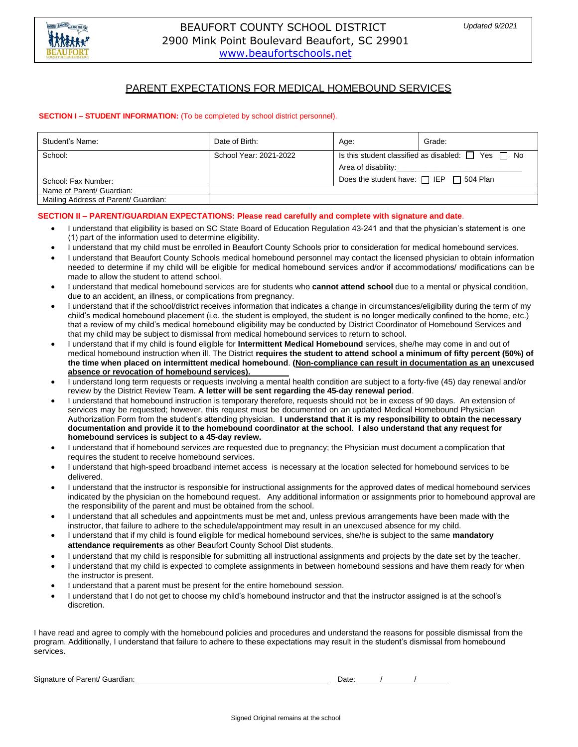BEAUFORT COUNTY SCHOOL DISTRICT
2900 Mink Point Boulevard Beaufort, SC 29901
www.beaufortschools.net

*Updated 9/2021*

# PARENT EXPECTATIONS FOR MEDICAL HOMEBOUND SERVICES

**SECTION I – STUDENT INFORMATION:** (To be completed by school district personnel).

| | | | |
|---|---|---|---|
| Student's Name: | Date of Birth: | Age: | Grade: |
| School:<br><br>School: Fax Number: | School Year: 2021-2022 | Is this student classified as disabled: ☐ Yes ☐ No<br>Area of disability:\_\_\_\_\_\_\_\_\_\_\_\_\_\_\_\_\_\_\_\_<br>Does the student have: ☐ IEP ☐ 504 Plan | |
| Name of Parent/ Guardian: | | | |
| Mailing Address of Parent/ Guardian: | | | |

**SECTION II – PARENT/GUARDIAN EXPECTATIONS: Please read carefully and complete with signature and date**.

- I understand that eligibility is based on SC State Board of Education Regulation 43-241 and that the physician's statement is one (1) part of the information used to determine eligibility.
- I understand that my child must be enrolled in Beaufort County Schools prior to consideration for medical homebound services.
- I understand that Beaufort County Schools medical homebound personnel may contact the licensed physician to obtain information needed to determine if my child will be eligible for medical homebound services and/or if accommodations/ modifications can be made to allow the student to attend school.
- I understand that medical homebound services are for students who **cannot attend school** due to a mental or physical condition, due to an accident, an illness, or complications from pregnancy.
- I understand that if the school/district receives information that indicates a change in circumstances/eligibility during the term of my child's medical homebound placement (i.e. the student is employed, the student is no longer medically confined to the home, etc.) that a review of my child's medical homebound eligibility may be conducted by District Coordinator of Homebound Services and that my child may be subject to dismissal from medical homebound services to return to school.
- I understand that if my child is found eligible for **Intermittent Medical Homebound** services, she/he may come in and out of medical homebound instruction when ill. The District **requires the student to attend school a minimum of fifty percent (50%) of the time when placed on intermittent medical homebound**. **(Non-compliance can result in documentation as an unexcused absence or revocation of homebound services).**
- I understand long term requests or requests involving a mental health condition are subject to a forty-five (45) day renewal and/or review by the District Review Team. **A letter will be sent regarding the 45-day renewal period**.
- I understand that homebound instruction is temporary therefore, requests should not be in excess of 90 days. An extension of services may be requested; however, this request must be documented on an updated Medical Homebound Physician Authorization Form from the student's attending physician. **I understand that it is my responsibility to obtain the necessary documentation and provide it to the homebound coordinator at the school**. **I also understand that any request for homebound services is subject to a 45-day review.**
- I understand that if homebound services are requested due to pregnancy; the Physician must document a complication that requires the student to receive homebound services.
- I understand that high-speed broadband internet access is necessary at the location selected for homebound services to be delivered.
- I understand that the instructor is responsible for instructional assignments for the approved dates of medical homebound services indicated by the physician on the homebound request. Any additional information or assignments prior to homebound approval are the responsibility of the parent and must be obtained from the school.
- I understand that all schedules and appointments must be met and, unless previous arrangements have been made with the instructor, that failure to adhere to the schedule/appointment may result in an unexcused absence for my child.
- I understand that if my child is found eligible for medical homebound services, she/he is subject to the same **mandatory attendance requirements** as other Beaufort County School Dist students.
- I understand that my child is responsible for submitting all instructional assignments and projects by the date set by the teacher.
- I understand that my child is expected to complete assignments in between homebound sessions and have them ready for when the instructor is present.
- I understand that a parent must be present for the entire homebound session.
- I understand that I do not get to choose my child's homebound instructor and that the instructor assigned is at the school's discretion.

I have read and agree to comply with the homebound policies and procedures and understand the reasons for possible dismissal from the program. Additionally, I understand that failure to adhere to these expectations may result in the student's dismissal from homebound services.

Signature of Parent/ Guardian: \_\_\_\_\_\_\_\_\_\_\_\_\_\_\_\_\_\_\_\_\_\_\_\_\_\_\_\_\_\_\_\_\_\_\_\_ Date: \_\_\_\_\_/\_\_\_\_\_/\_\_\_\_\_

Signed Original remains at the school